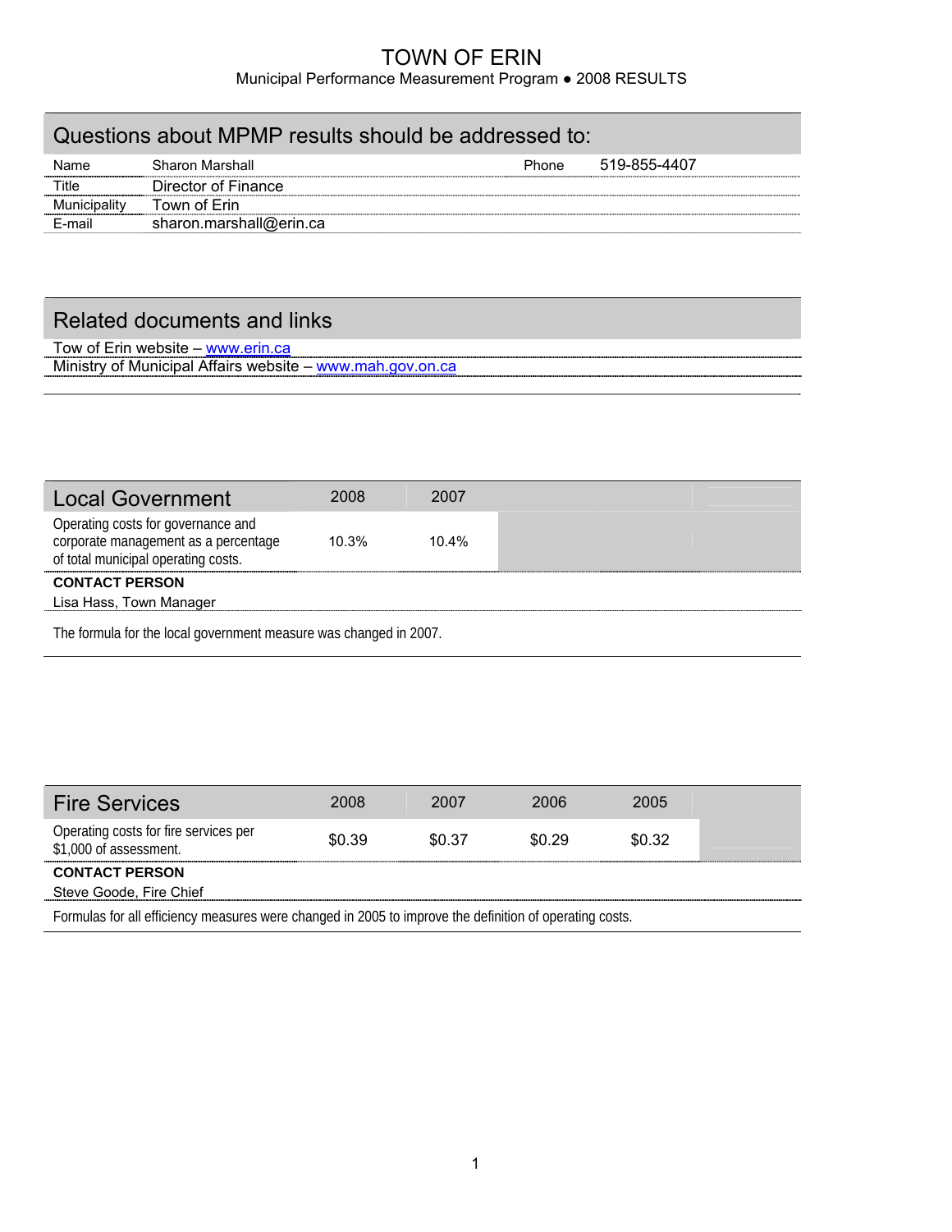# TOWN OF ERIN

Municipal Performance Measurement Program ● 2008 RESULTS

## Questions about MPMP results should be addressed to:

| | | | |
|---|---|---|---|
| Name | Sharon Marshall | Phone | 519-855-4407 |
| Title | Director of Finance | | |
| Municipality | Town of Erin | | |
| E-mail | sharon.marshall@erin.ca | | |

## Related documents and links

Tow of Erin website – [www.erin.ca](http://www.erin.ca)

Ministry of Municipal Affairs website – [www.mah.gov.on.ca](http://www.mah.gov.on.ca)

## Local Government

| Local Government | 2008 | 2007 |
|---|---|---|
| Operating costs for governance and corporate management as a percentage of total municipal operating costs. | 10.3% | 10.4% |

**CONTACT PERSON**

Lisa Hass, Town Manager

The formula for the local government measure was changed in 2007.

## Fire Services

| Fire Services | 2008 | 2007 | 2006 | 2005 |
|---|---|---|---|---|
| Operating costs for fire services per $1,000 of assessment. | $0.39 | $0.37 | $0.29 | $0.32 |

**CONTACT PERSON**

Steve Goode, Fire Chief

Formulas for all efficiency measures were changed in 2005 to improve the definition of operating costs.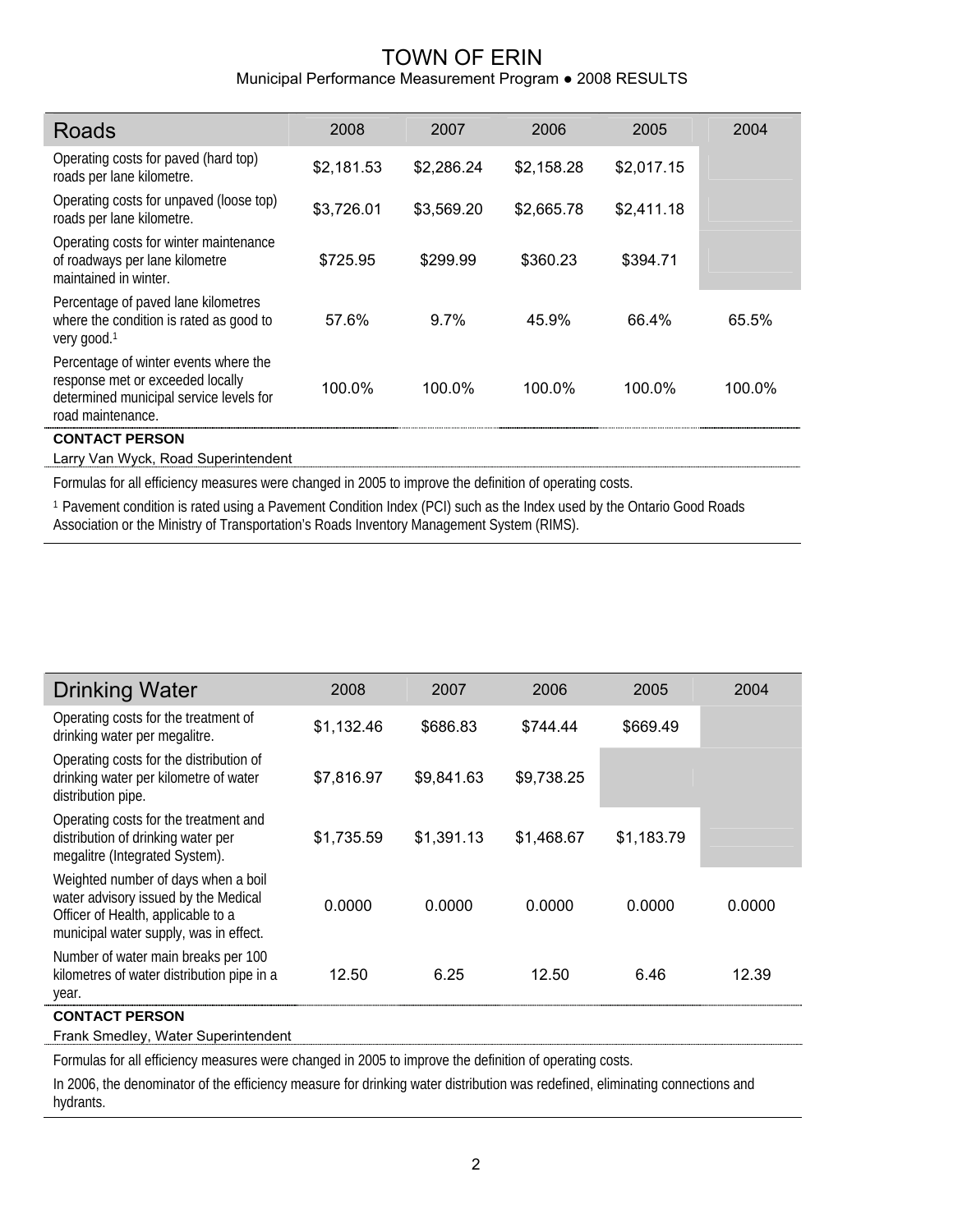# TOWN OF ERIN

Municipal Performance Measurement Program ● 2008 RESULTS

| Roads | 2008 | 2007 | 2006 | 2005 | 2004 |
|---|---|---|---|---|---|
| Operating costs for paved (hard top) roads per lane kilometre. | $2,181.53 | $2,286.24 | $2,158.28 | $2,017.15 | |
| Operating costs for unpaved (loose top) roads per lane kilometre. | $3,726.01 | $3,569.20 | $2,665.78 | $2,411.18 | |
| Operating costs for winter maintenance of roadways per lane kilometre maintained in winter. | $725.95 | $299.99 | $360.23 | $394.71 | |
| Percentage of paved lane kilometres where the condition is rated as good to very good.[1] | 57.6% | 9.7% | 45.9% | 66.4% | 65.5% |
| Percentage of winter events where the response met or exceeded locally determined municipal service levels for road maintenance. | 100.0% | 100.0% | 100.0% | 100.0% | 100.0% |

**CONTACT PERSON**

Larry Van Wyck, Road Superintendent

Formulas for all efficiency measures were changed in 2005 to improve the definition of operating costs.

[1] Pavement condition is rated using a Pavement Condition Index (PCI) such as the Index used by the Ontario Good Roads Association or the Ministry of Transportation's Roads Inventory Management System (RIMS).

| Drinking Water | 2008 | 2007 | 2006 | 2005 | 2004 |
|---|---|---|---|---|---|
| Operating costs for the treatment of drinking water per megalitre. | $1,132.46 | $686.83 | $744.44 | $669.49 | |
| Operating costs for the distribution of drinking water per kilometre of water distribution pipe. | $7,816.97 | $9,841.63 | $9,738.25 | | |
| Operating costs for the treatment and distribution of drinking water per megalitre (Integrated System). | $1,735.59 | $1,391.13 | $1,468.67 | $1,183.79 | |
| Weighted number of days when a boil water advisory issued by the Medical Officer of Health, applicable to a municipal water supply, was in effect. | 0.0000 | 0.0000 | 0.0000 | 0.0000 | 0.0000 |
| Number of water main breaks per 100 kilometres of water distribution pipe in a year. | 12.50 | 6.25 | 12.50 | 6.46 | 12.39 |

**CONTACT PERSON**

Frank Smedley, Water Superintendent

Formulas for all efficiency measures were changed in 2005 to improve the definition of operating costs.

In 2006, the denominator of the efficiency measure for drinking water distribution was redefined, eliminating connections and hydrants.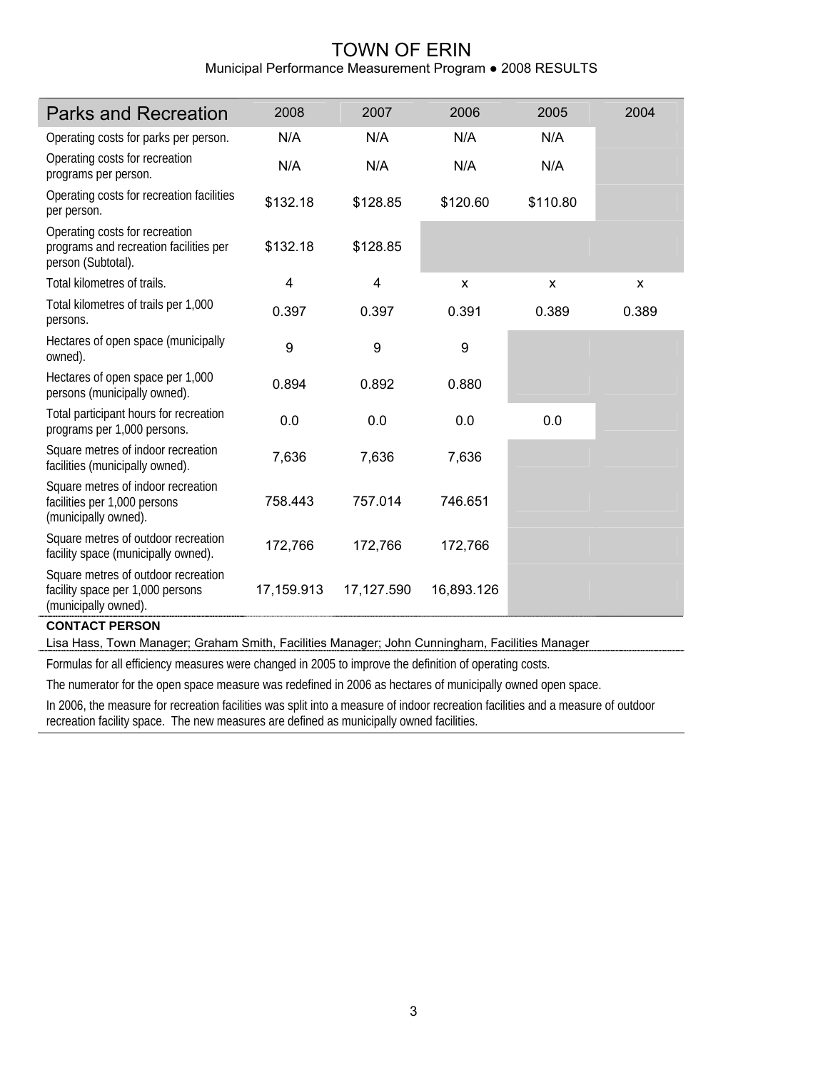# TOWN OF ERIN

Municipal Performance Measurement Program ● 2008 RESULTS

| Parks and Recreation | 2008 | 2007 | 2006 | 2005 | 2004 |
|---|---|---|---|---|---|
| Operating costs for parks per person. | N/A | N/A | N/A | N/A | |
| Operating costs for recreation programs per person. | N/A | N/A | N/A | N/A | |
| Operating costs for recreation facilities per person. | $132.18 | $128.85 | $120.60 | $110.80 | |
| Operating costs for recreation programs and recreation facilities per person (Subtotal). | $132.18 | $128.85 | | | |
| Total kilometres of trails. | 4 | 4 | x | x | x |
| Total kilometres of trails per 1,000 persons. | 0.397 | 0.397 | 0.391 | 0.389 | 0.389 |
| Hectares of open space (municipally owned). | 9 | 9 | 9 | | |
| Hectares of open space per 1,000 persons (municipally owned). | 0.894 | 0.892 | 0.880 | | |
| Total participant hours for recreation programs per 1,000 persons. | 0.0 | 0.0 | 0.0 | 0.0 | |
| Square metres of indoor recreation facilities (municipally owned). | 7,636 | 7,636 | 7,636 | | |
| Square metres of indoor recreation facilities per 1,000 persons (municipally owned). | 758.443 | 757.014 | 746.651 | | |
| Square metres of outdoor recreation facility space (municipally owned). | 172,766 | 172,766 | 172,766 | | |
| Square metres of outdoor recreation facility space per 1,000 persons (municipally owned). | 17,159.913 | 17,127.590 | 16,893.126 | | |

**CONTACT PERSON**

Lisa Hass, Town Manager; Graham Smith, Facilities Manager; John Cunningham, Facilities Manager

Formulas for all efficiency measures were changed in 2005 to improve the definition of operating costs.

The numerator for the open space measure was redefined in 2006 as hectares of municipally owned open space.

In 2006, the measure for recreation facilities was split into a measure of indoor recreation facilities and a measure of outdoor recreation facility space. The new measures are defined as municipally owned facilities.